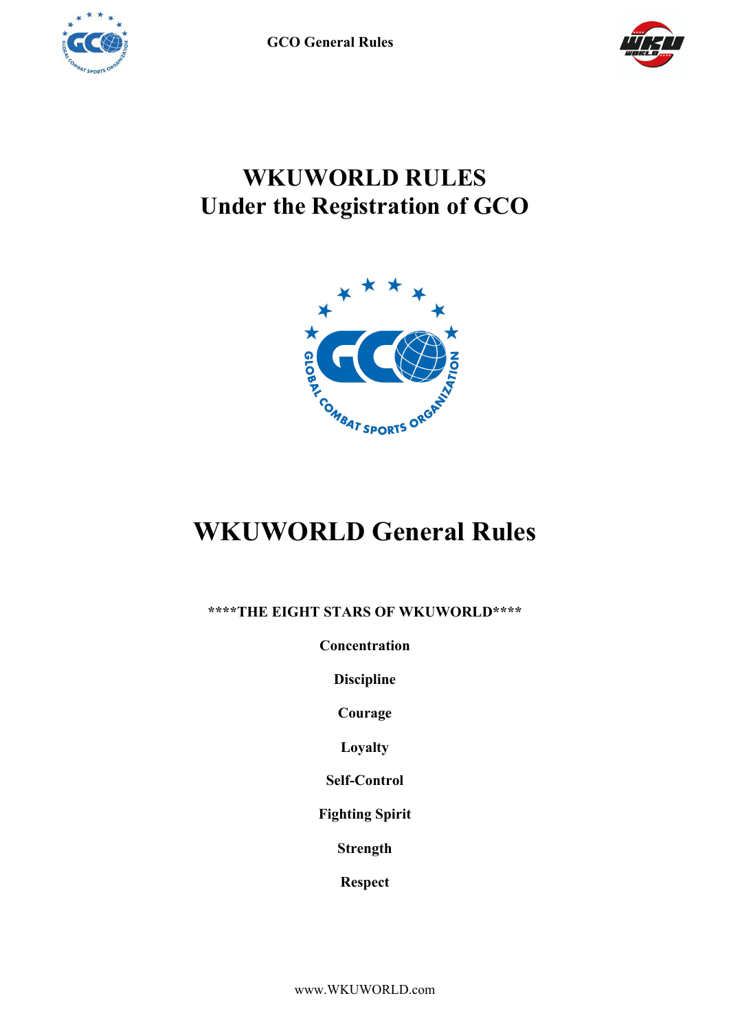# WKUWORLD RULES
# Under the Registration of GCO

# WKUWORLD General Rules

**\*\*\*\*THE EIGHT STARS OF WKUWORLD\*\*\*\***

**Concentration**

**Discipline**

**Courage**

**Loyalty**

**Self-Control**

**Fighting Spirit**

**Strength**

**Respect**

www.WKUWORLD.com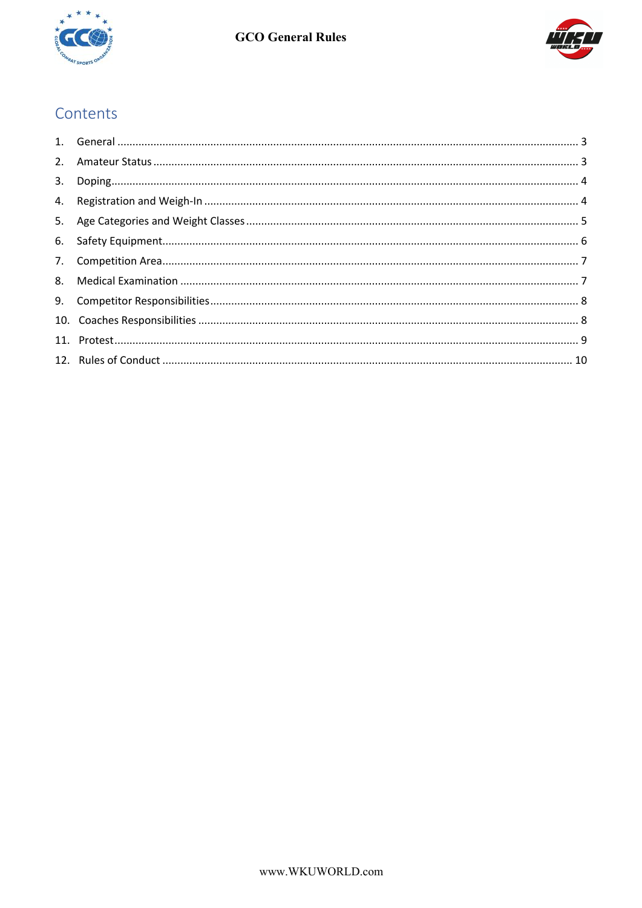# Contents

1. General ........................................................................................................................................... 3
2. Amateur Status ............................................................................................................................... 3
3. Doping............................................................................................................................................. 4
4. Registration and Weigh-In ............................................................................................................... 4
5. Age Categories and Weight Classes ................................................................................................. 5
6. Safety Equipment............................................................................................................................. 6
7. Competition Area............................................................................................................................. 7
8. Medical Examination ....................................................................................................................... 7
9. Competitor Responsibilities............................................................................................................. 8
10. Coaches Responsibilities ................................................................................................................ 8
11. Protest............................................................................................................................................ 9
12. Rules of Conduct .......................................................................................................................... 10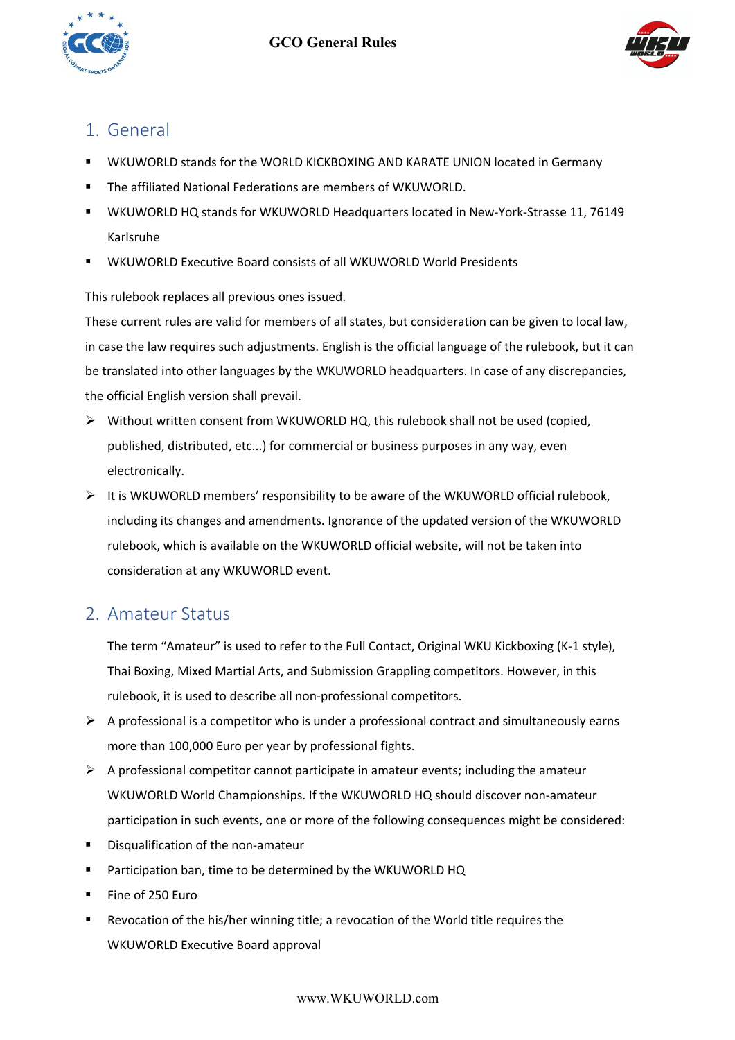## 1. General

- WKUWORLD stands for the WORLD KICKBOXING AND KARATE UNION located in Germany
- The affiliated National Federations are members of WKUWORLD.
- WKUWORLD HQ stands for WKUWORLD Headquarters located in New-York-Strasse 11, 76149 Karlsruhe
- WKUWORLD Executive Board consists of all WKUWORLD World Presidents

This rulebook replaces all previous ones issued.

These current rules are valid for members of all states, but consideration can be given to local law, in case the law requires such adjustments. English is the official language of the rulebook, but it can be translated into other languages by the WKUWORLD headquarters. In case of any discrepancies, the official English version shall prevail.

- Without written consent from WKUWORLD HQ, this rulebook shall not be used (copied, published, distributed, etc...) for commercial or business purposes in any way, even electronically.
- It is WKUWORLD members' responsibility to be aware of the WKUWORLD official rulebook, including its changes and amendments. Ignorance of the updated version of the WKUWORLD rulebook, which is available on the WKUWORLD official website, will not be taken into consideration at any WKUWORLD event.

## 2. Amateur Status

The term "Amateur" is used to refer to the Full Contact, Original WKU Kickboxing (K-1 style), Thai Boxing, Mixed Martial Arts, and Submission Grappling competitors. However, in this rulebook, it is used to describe all non-professional competitors.

- A professional is a competitor who is under a professional contract and simultaneously earns more than 100,000 Euro per year by professional fights.
- A professional competitor cannot participate in amateur events; including the amateur WKUWORLD World Championships. If the WKUWORLD HQ should discover non-amateur participation in such events, one or more of the following consequences might be considered:
  - Disqualification of the non-amateur
  - Participation ban, time to be determined by the WKUWORLD HQ
  - Fine of 250 Euro
  - Revocation of the his/her winning title; a revocation of the World title requires the WKUWORLD Executive Board approval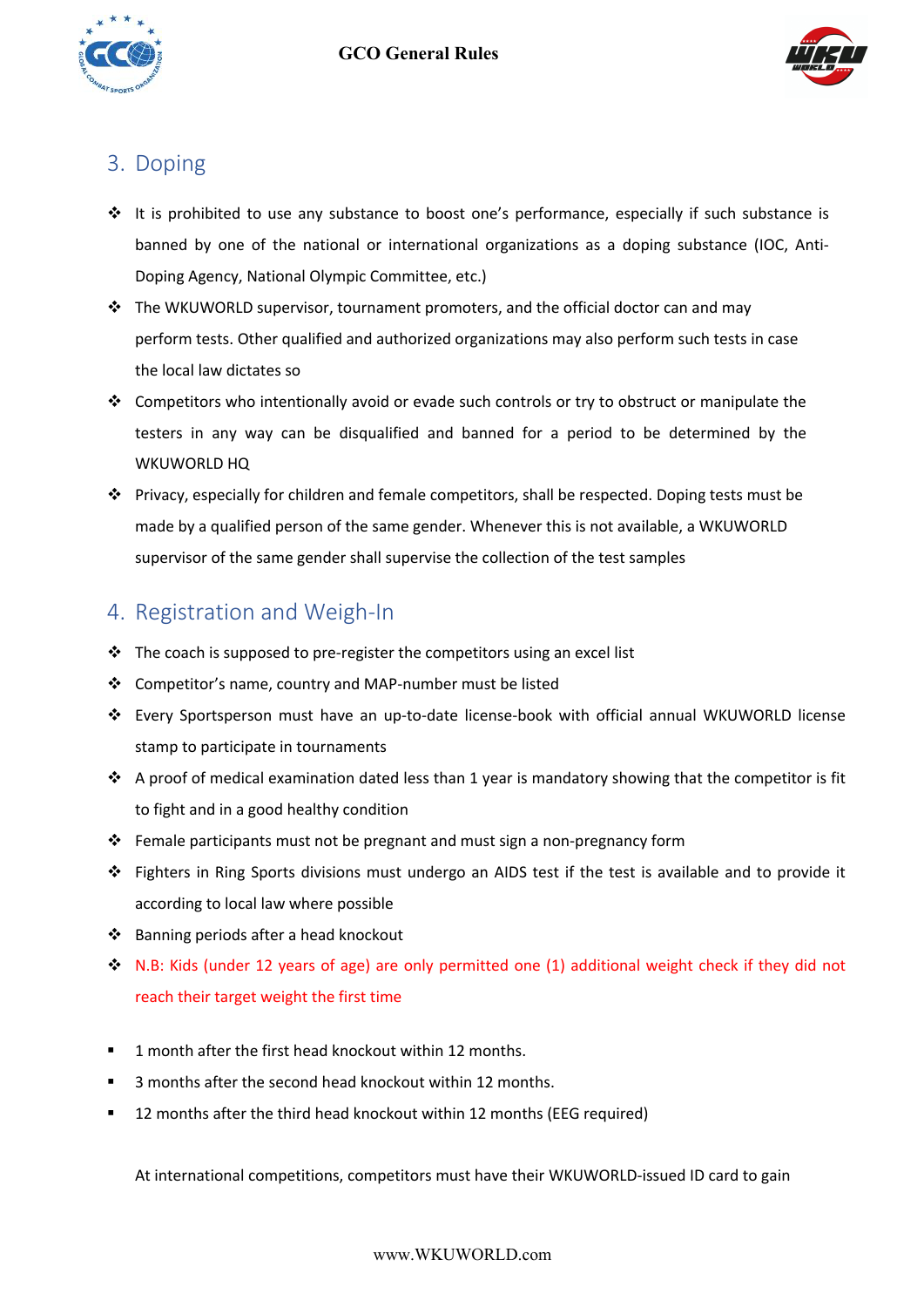## 3. Doping

- It is prohibited to use any substance to boost one's performance, especially if such substance is banned by one of the national or international organizations as a doping substance (IOC, Anti-Doping Agency, National Olympic Committee, etc.)
- The WKUWORLD supervisor, tournament promoters, and the official doctor can and may perform tests. Other qualified and authorized organizations may also perform such tests in case the local law dictates so
- Competitors who intentionally avoid or evade such controls or try to obstruct or manipulate the testers in any way can be disqualified and banned for a period to be determined by the WKUWORLD HQ
- Privacy, especially for children and female competitors, shall be respected. Doping tests must be made by a qualified person of the same gender. Whenever this is not available, a WKUWORLD supervisor of the same gender shall supervise the collection of the test samples

## 4. Registration and Weigh-In

- The coach is supposed to pre-register the competitors using an excel list
- Competitor's name, country and MAP-number must be listed
- Every Sportsperson must have an up-to-date license-book with official annual WKUWORLD license stamp to participate in tournaments
- A proof of medical examination dated less than 1 year is mandatory showing that the competitor is fit to fight and in a good healthy condition
- Female participants must not be pregnant and must sign a non-pregnancy form
- Fighters in Ring Sports divisions must undergo an AIDS test if the test is available and to provide it according to local law where possible
- Banning periods after a head knockout
- N.B: Kids (under 12 years of age) are only permitted one (1) additional weight check if they did not reach their target weight the first time

- 1 month after the first head knockout within 12 months.
- 3 months after the second head knockout within 12 months.
- 12 months after the third head knockout within 12 months (EEG required)

At international competitions, competitors must have their WKUWORLD-issued ID card to gain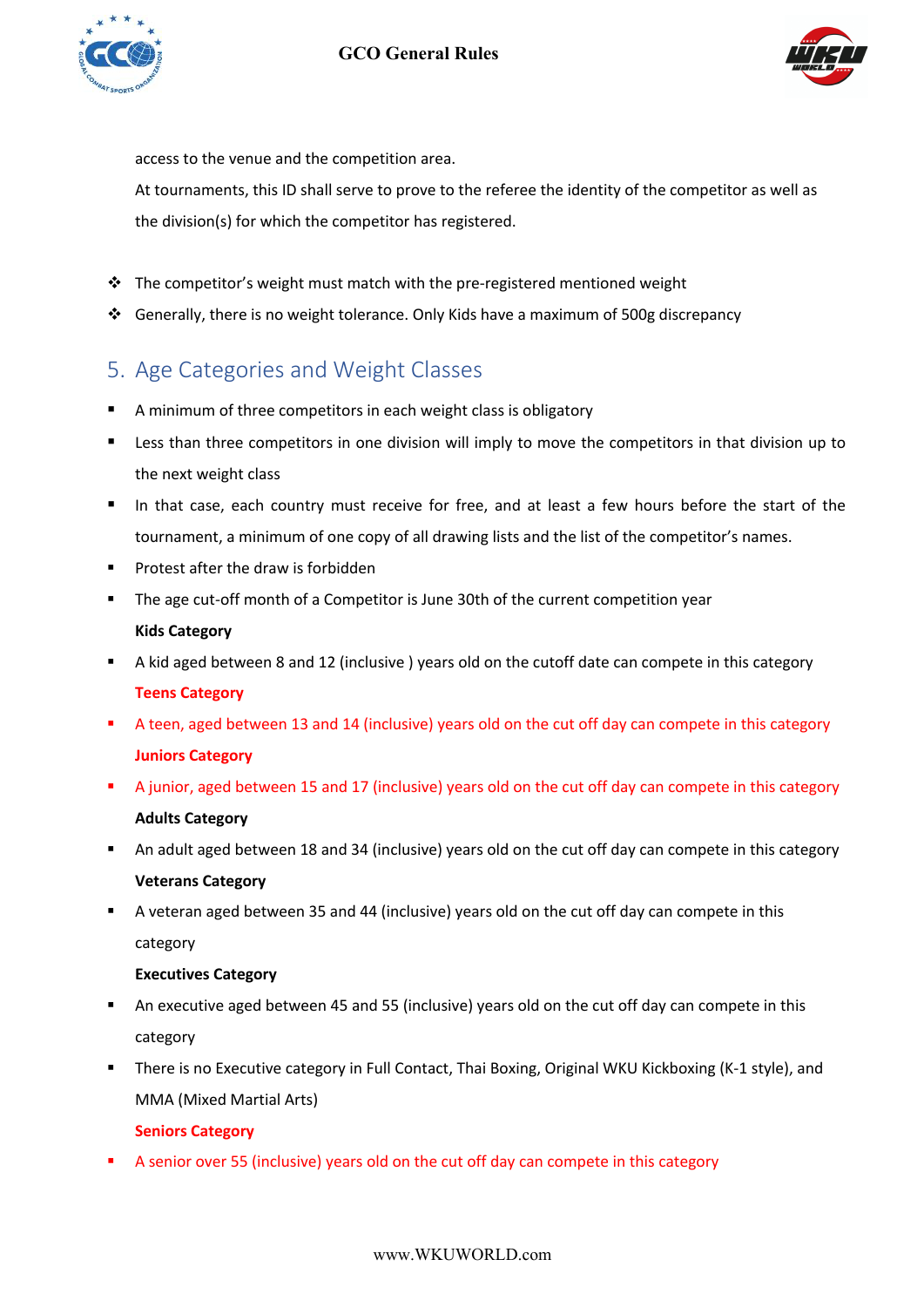access to the venue and the competition area.

At tournaments, this ID shall serve to prove to the referee the identity of the competitor as well as the division(s) for which the competitor has registered.

- The competitor's weight must match with the pre-registered mentioned weight
- Generally, there is no weight tolerance. Only Kids have a maximum of 500g discrepancy

## 5. Age Categories and Weight Classes

- A minimum of three competitors in each weight class is obligatory
- Less than three competitors in one division will imply to move the competitors in that division up to the next weight class
- In that case, each country must receive for free, and at least a few hours before the start of the tournament, a minimum of one copy of all drawing lists and the list of the competitor's names.
- Protest after the draw is forbidden
- The age cut-off month of a Competitor is June 30th of the current competition year

**Kids Category**

- A kid aged between 8 and 12 (inclusive ) years old on the cutoff date can compete in this category

**Teens Category**

- A teen, aged between 13 and 14 (inclusive) years old on the cut off day can compete in this category

**Juniors Category**

- A junior, aged between 15 and 17 (inclusive) years old on the cut off day can compete in this category

**Adults Category**

- An adult aged between 18 and 34 (inclusive) years old on the cut off day can compete in this category

**Veterans Category**

- A veteran aged between 35 and 44 (inclusive) years old on the cut off day can compete in this category

**Executives Category**

- An executive aged between 45 and 55 (inclusive) years old on the cut off day can compete in this category
- There is no Executive category in Full Contact, Thai Boxing, Original WKU Kickboxing (K-1 style), and MMA (Mixed Martial Arts)

**Seniors Category**

- A senior over 55 (inclusive) years old on the cut off day can compete in this category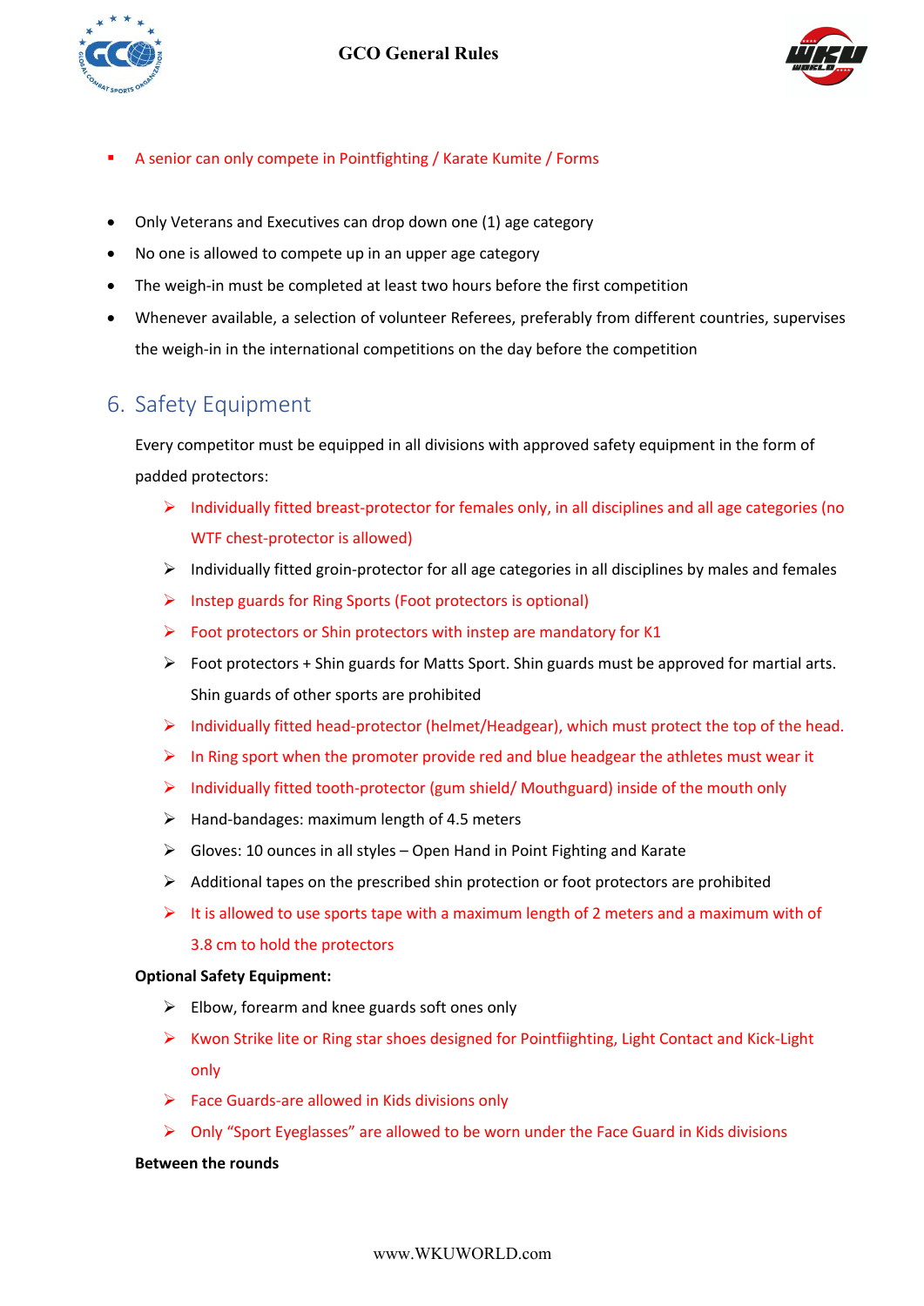- A senior can only compete in Pointfighting / Karate Kumite / Forms

- Only Veterans and Executives can drop down one (1) age category
- No one is allowed to compete up in an upper age category
- The weigh-in must be completed at least two hours before the first competition
- Whenever available, a selection of volunteer Referees, preferably from different countries, supervises the weigh-in in the international competitions on the day before the competition

## 6. Safety Equipment

Every competitor must be equipped in all divisions with approved safety equipment in the form of padded protectors:

- Individually fitted breast-protector for females only, in all disciplines and all age categories (no WTF chest-protector is allowed)
- Individually fitted groin-protector for all age categories in all disciplines by males and females
- Instep guards for Ring Sports (Foot protectors is optional)
- Foot protectors or Shin protectors with instep are mandatory for K1
- Foot protectors + Shin guards for Matts Sport. Shin guards must be approved for martial arts. Shin guards of other sports are prohibited
- Individually fitted head-protector (helmet/Headgear), which must protect the top of the head.
- In Ring sport when the promoter provide red and blue headgear the athletes must wear it
- Individually fitted tooth-protector (gum shield/ Mouthguard) inside of the mouth only
- Hand-bandages: maximum length of 4.5 meters
- Gloves: 10 ounces in all styles – Open Hand in Point Fighting and Karate
- Additional tapes on the prescribed shin protection or foot protectors are prohibited
- It is allowed to use sports tape with a maximum length of 2 meters and a maximum with of 3.8 cm to hold the protectors

**Optional Safety Equipment:**

- Elbow, forearm and knee guards soft ones only
- Kwon Strike lite or Ring star shoes designed for Pointfiighting, Light Contact and Kick-Light only
- Face Guards-are allowed in Kids divisions only
- Only "Sport Eyeglasses" are allowed to be worn under the Face Guard in Kids divisions

**Between the rounds**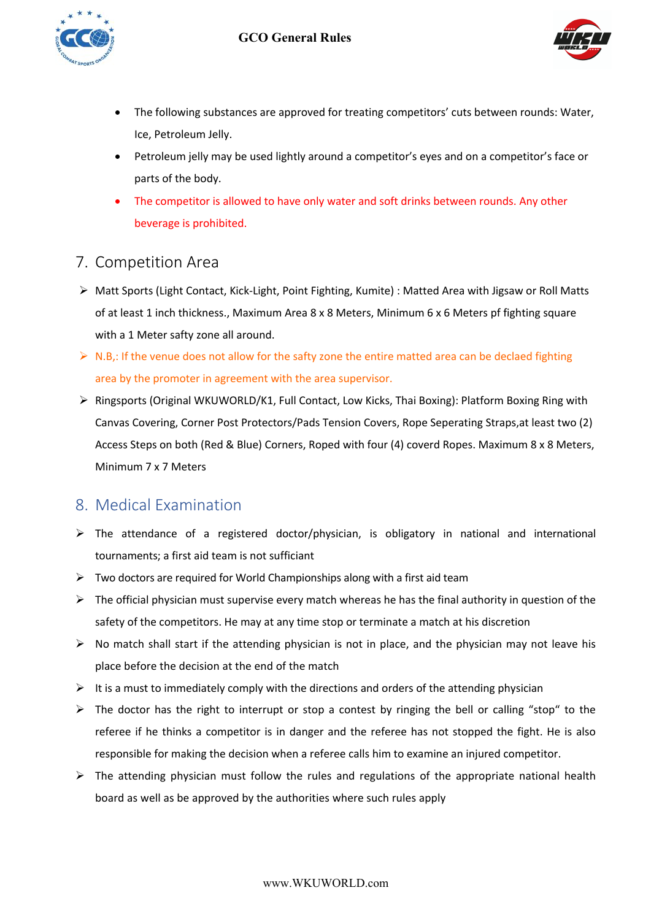- The following substances are approved for treating competitors' cuts between rounds: Water, Ice, Petroleum Jelly.
- Petroleum jelly may be used lightly around a competitor's eyes and on a competitor's face or parts of the body.
- The competitor is allowed to have only water and soft drinks between rounds. Any other beverage is prohibited.

## 7. Competition Area

- Matt Sports (Light Contact, Kick-Light, Point Fighting, Kumite) : Matted Area with Jigsaw or Roll Matts of at least 1 inch thickness., Maximum Area 8 x 8 Meters, Minimum 6 x 6 Meters pf fighting square with a 1 Meter safty zone all around.
- N.B,: If the venue does not allow for the safty zone the entire matted area can be declaed fighting area by the promoter in agreement with the area supervisor.
- Ringsports (Original WKUWORLD/K1, Full Contact, Low Kicks, Thai Boxing): Platform Boxing Ring with Canvas Covering, Corner Post Protectors/Pads Tension Covers, Rope Seperating Straps,at least two (2) Access Steps on both (Red & Blue) Corners, Roped with four (4) coverd Ropes. Maximum 8 x 8 Meters, Minimum 7 x 7 Meters

## 8. Medical Examination

- The attendance of a registered doctor/physician, is obligatory in national and international tournaments; a first aid team is not sufficient
- Two doctors are required for World Championships along with a first aid team
- The official physician must supervise every match whereas he has the final authority in question of the safety of the competitors. He may at any time stop or terminate a match at his discretion
- No match shall start if the attending physician is not in place, and the physician may not leave his place before the decision at the end of the match
- It is a must to immediately comply with the directions and orders of the attending physician
- The doctor has the right to interrupt or stop a contest by ringing the bell or calling "stop" to the referee if he thinks a competitor is in danger and the referee has not stopped the fight. He is also responsible for making the decision when a referee calls him to examine an injured competitor.
- The attending physician must follow the rules and regulations of the appropriate national health board as well as be approved by the authorities where such rules apply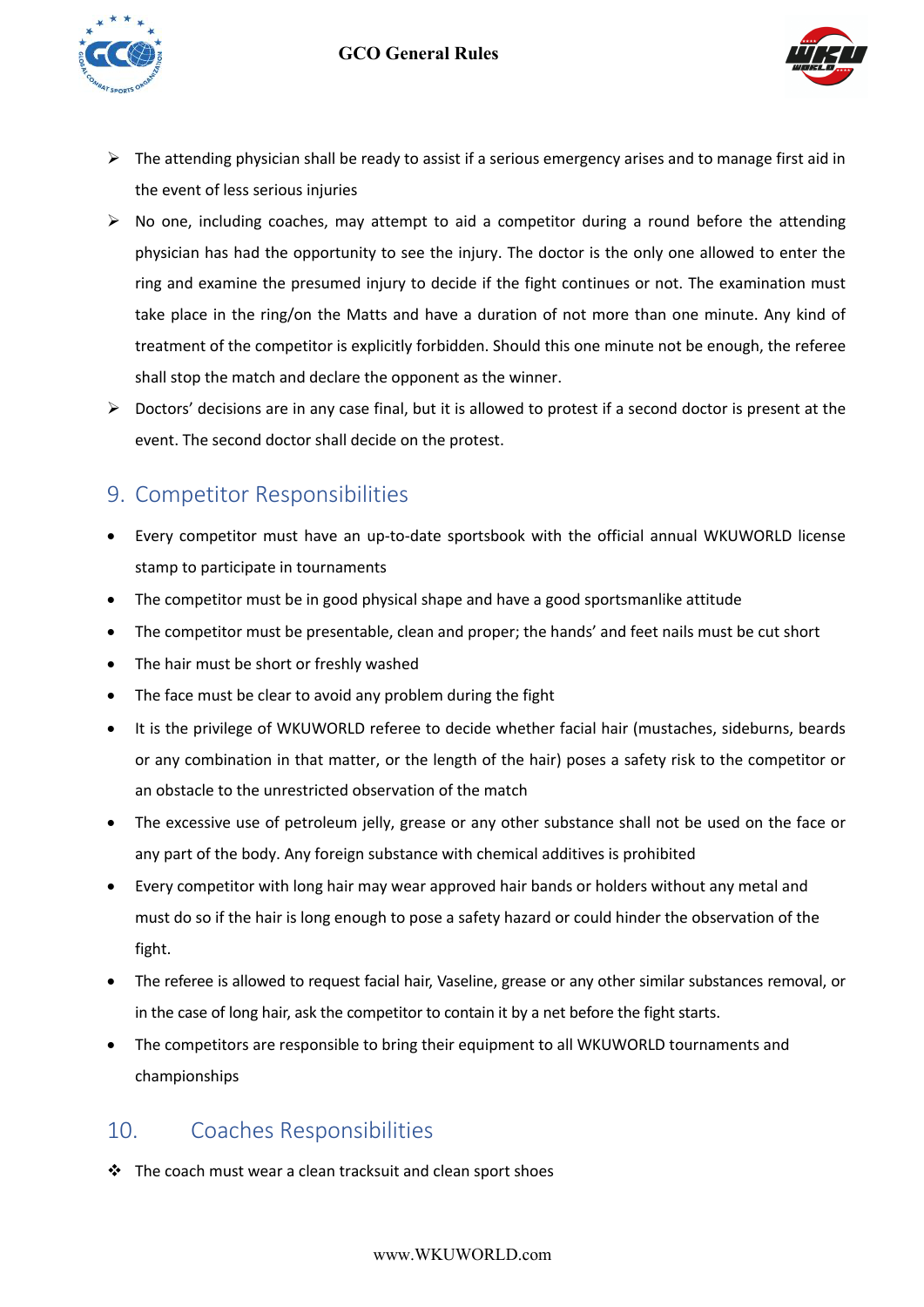- The attending physician shall be ready to assist if a serious emergency arises and to manage first aid in the event of less serious injuries
- No one, including coaches, may attempt to aid a competitor during a round before the attending physician has had the opportunity to see the injury. The doctor is the only one allowed to enter the ring and examine the presumed injury to decide if the fight continues or not. The examination must take place in the ring/on the Matts and have a duration of not more than one minute. Any kind of treatment of the competitor is explicitly forbidden. Should this one minute not be enough, the referee shall stop the match and declare the opponent as the winner.
- Doctors' decisions are in any case final, but it is allowed to protest if a second doctor is present at the event. The second doctor shall decide on the protest.

## 9. Competitor Responsibilities

- Every competitor must have an up-to-date sportsbook with the official annual WKUWORLD license stamp to participate in tournaments
- The competitor must be in good physical shape and have a good sportsmanlike attitude
- The competitor must be presentable, clean and proper; the hands' and feet nails must be cut short
- The hair must be short or freshly washed
- The face must be clear to avoid any problem during the fight
- It is the privilege of WKUWORLD referee to decide whether facial hair (mustaches, sideburns, beards or any combination in that matter, or the length of the hair) poses a safety risk to the competitor or an obstacle to the unrestricted observation of the match
- The excessive use of petroleum jelly, grease or any other substance shall not be used on the face or any part of the body. Any foreign substance with chemical additives is prohibited
- Every competitor with long hair may wear approved hair bands or holders without any metal and must do so if the hair is long enough to pose a safety hazard or could hinder the observation of the fight.
- The referee is allowed to request facial hair, Vaseline, grease or any other similar substances removal, or in the case of long hair, ask the competitor to contain it by a net before the fight starts.
- The competitors are responsible to bring their equipment to all WKUWORLD tournaments and championships

## 10. Coaches Responsibilities

- The coach must wear a clean tracksuit and clean sport shoes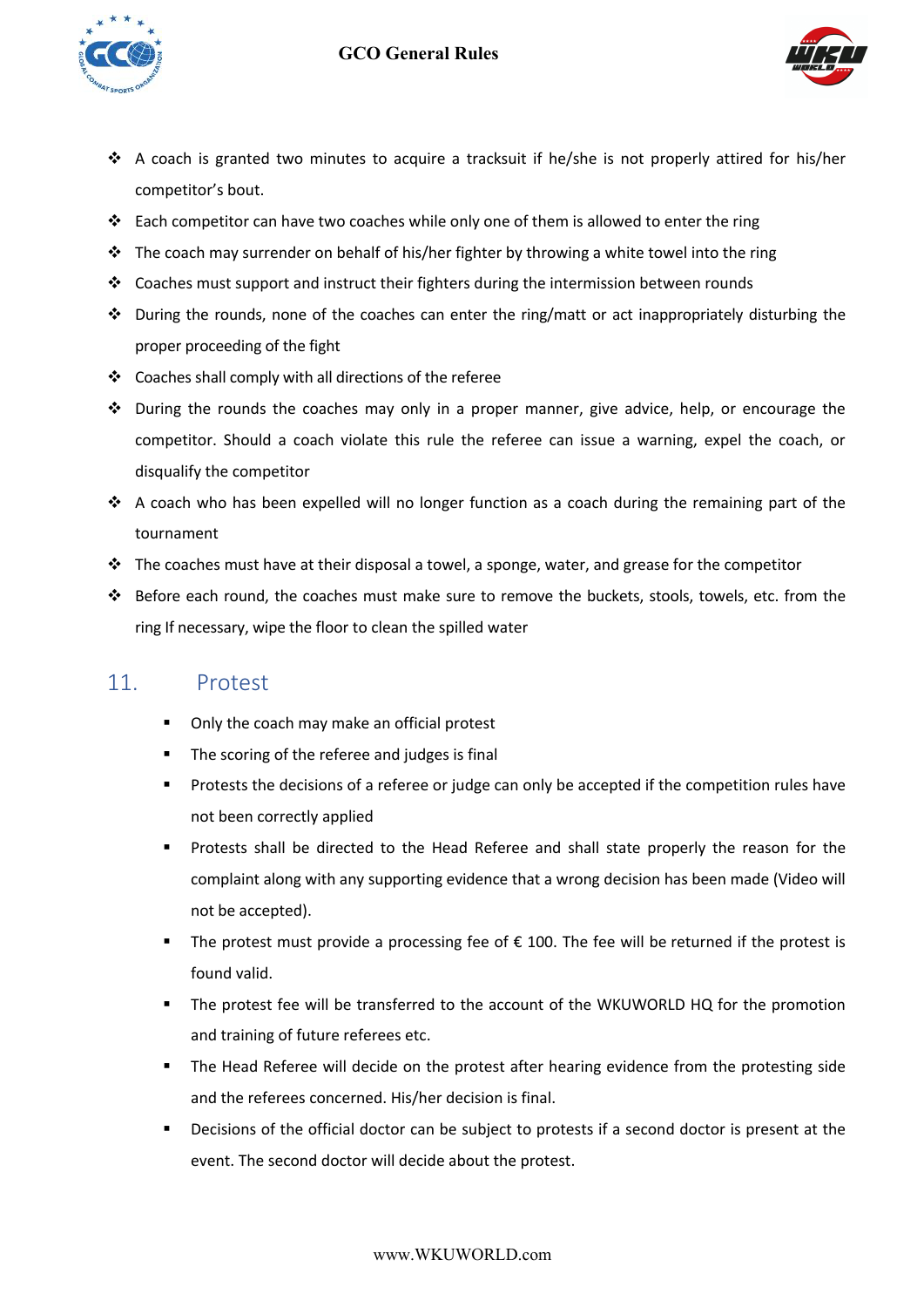- A coach is granted two minutes to acquire a tracksuit if he/she is not properly attired for his/her competitor's bout.
- Each competitor can have two coaches while only one of them is allowed to enter the ring
- The coach may surrender on behalf of his/her fighter by throwing a white towel into the ring
- Coaches must support and instruct their fighters during the intermission between rounds
- During the rounds, none of the coaches can enter the ring/matt or act inappropriately disturbing the proper proceeding of the fight
- Coaches shall comply with all directions of the referee
- During the rounds the coaches may only in a proper manner, give advice, help, or encourage the competitor. Should a coach violate this rule the referee can issue a warning, expel the coach, or disqualify the competitor
- A coach who has been expelled will no longer function as a coach during the remaining part of the tournament
- The coaches must have at their disposal a towel, a sponge, water, and grease for the competitor
- Before each round, the coaches must make sure to remove the buckets, stools, towels, etc. from the ring If necessary, wipe the floor to clean the spilled water

## 11. Protest

- Only the coach may make an official protest
- The scoring of the referee and judges is final
- Protests the decisions of a referee or judge can only be accepted if the competition rules have not been correctly applied
- Protests shall be directed to the Head Referee and shall state properly the reason for the complaint along with any supporting evidence that a wrong decision has been made (Video will not be accepted).
- The protest must provide a processing fee of € 100. The fee will be returned if the protest is found valid.
- The protest fee will be transferred to the account of the WKUWORLD HQ for the promotion and training of future referees etc.
- The Head Referee will decide on the protest after hearing evidence from the protesting side and the referees concerned. His/her decision is final.
- Decisions of the official doctor can be subject to protests if a second doctor is present at the event. The second doctor will decide about the protest.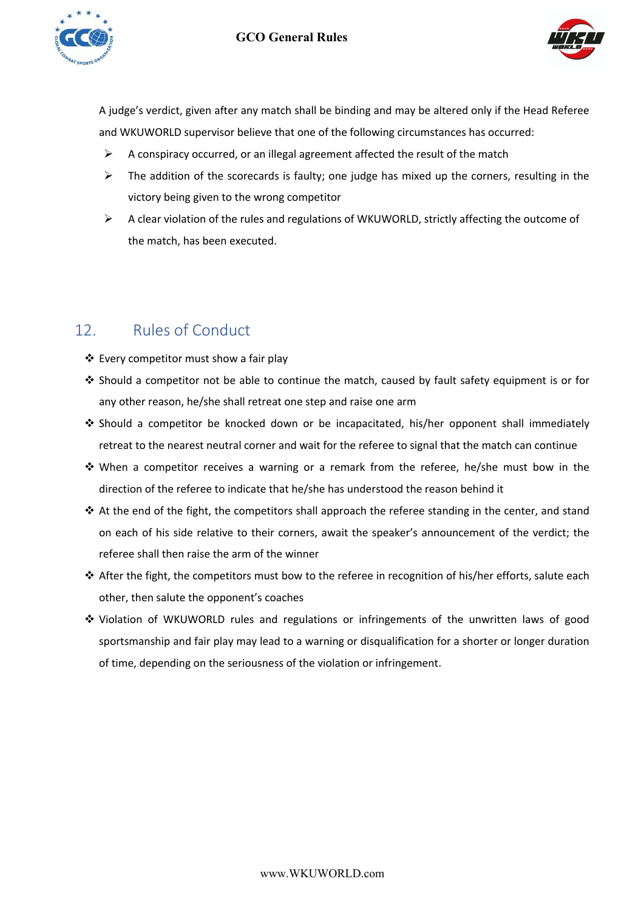A judge's verdict, given after any match shall be binding and may be altered only if the Head Referee and WKUWORLD supervisor believe that one of the following circumstances has occurred:

- A conspiracy occurred, or an illegal agreement affected the result of the match
- The addition of the scorecards is faulty; one judge has mixed up the corners, resulting in the victory being given to the wrong competitor
- A clear violation of the rules and regulations of WKUWORLD, strictly affecting the outcome of the match, has been executed.

## 12. Rules of Conduct

- Every competitor must show a fair play
- Should a competitor not be able to continue the match, caused by fault safety equipment is or for any other reason, he/she shall retreat one step and raise one arm
- Should a competitor be knocked down or be incapacitated, his/her opponent shall immediately retreat to the nearest neutral corner and wait for the referee to signal that the match can continue
- When a competitor receives a warning or a remark from the referee, he/she must bow in the direction of the referee to indicate that he/she has understood the reason behind it
- At the end of the fight, the competitors shall approach the referee standing in the center, and stand on each of his side relative to their corners, await the speaker's announcement of the verdict; the referee shall then raise the arm of the winner
- After the fight, the competitors must bow to the referee in recognition of his/her efforts, salute each other, then salute the opponent's coaches
- Violation of WKUWORLD rules and regulations or infringements of the unwritten laws of good sportsmanship and fair play may lead to a warning or disqualification for a shorter or longer duration of time, depending on the seriousness of the violation or infringement.